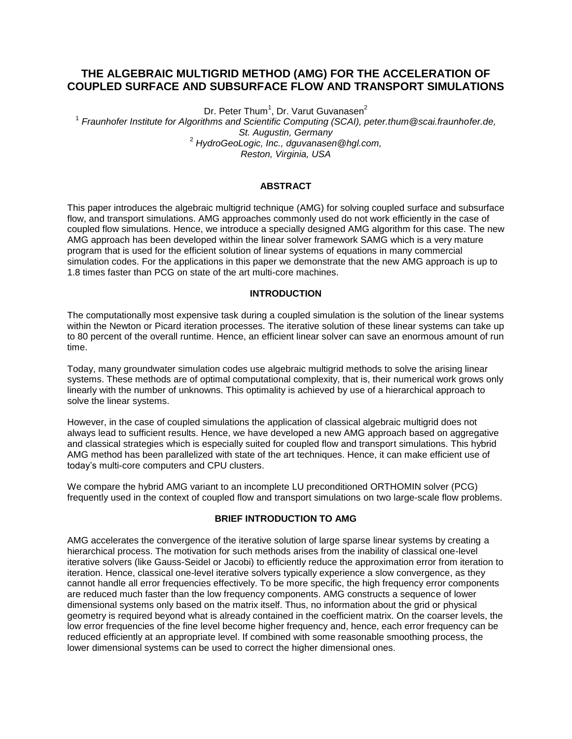# THE ALGEBRAIC MULTIGRID METHOD (AMG) FOR THE ACCELERATION OF COUPLED SURFACE AND SUBSURFACE FLOW AND TRANSPORT SIMULATIONS

Dr. Peter Thum[1], Dr. Varut Guvanasen[2]

[1] *Fraunhofer Institute for Algorithms and Scientific Computing (SCAI), peter.thum@scai.fraunhofer.de, St. Augustin, Germany*

[2] *HydroGeoLogic, Inc., dguvanasen@hgl.com, Reston, Virginia, USA*

## ABSTRACT

This paper introduces the algebraic multigrid technique (AMG) for solving coupled surface and subsurface flow, and transport simulations. AMG approaches commonly used do not work efficiently in the case of coupled flow simulations. Hence, we introduce a specially designed AMG algorithm for this case. The new AMG approach has been developed within the linear solver framework SAMG which is a very mature program that is used for the efficient solution of linear systems of equations in many commercial simulation codes. For the applications in this paper we demonstrate that the new AMG approach is up to 1.8 times faster than PCG on state of the art multi-core machines.

## INTRODUCTION

The computationally most expensive task during a coupled simulation is the solution of the linear systems within the Newton or Picard iteration processes. The iterative solution of these linear systems can take up to 80 percent of the overall runtime. Hence, an efficient linear solver can save an enormous amount of run time.

Today, many groundwater simulation codes use algebraic multigrid methods to solve the arising linear systems. These methods are of optimal computational complexity, that is, their numerical work grows only linearly with the number of unknowns. This optimality is achieved by use of a hierarchical approach to solve the linear systems.

However, in the case of coupled simulations the application of classical algebraic multigrid does not always lead to sufficient results. Hence, we have developed a new AMG approach based on aggregative and classical strategies which is especially suited for coupled flow and transport simulations. This hybrid AMG method has been parallelized with state of the art techniques. Hence, it can make efficient use of today's multi-core computers and CPU clusters.

We compare the hybrid AMG variant to an incomplete LU preconditioned ORTHOMIN solver (PCG) frequently used in the context of coupled flow and transport simulations on two large-scale flow problems.

## BRIEF INTRODUCTION TO AMG

AMG accelerates the convergence of the iterative solution of large sparse linear systems by creating a hierarchical process. The motivation for such methods arises from the inability of classical one-level iterative solvers (like Gauss-Seidel or Jacobi) to efficiently reduce the approximation error from iteration to iteration. Hence, classical one-level iterative solvers typically experience a slow convergence, as they cannot handle all error frequencies effectively. To be more specific, the high frequency error components are reduced much faster than the low frequency components. AMG constructs a sequence of lower dimensional systems only based on the matrix itself. Thus, no information about the grid or physical geometry is required beyond what is already contained in the coefficient matrix. On the coarser levels, the low error frequencies of the fine level become higher frequency and, hence, each error frequency can be reduced efficiently at an appropriate level. If combined with some reasonable smoothing process, the lower dimensional systems can be used to correct the higher dimensional ones.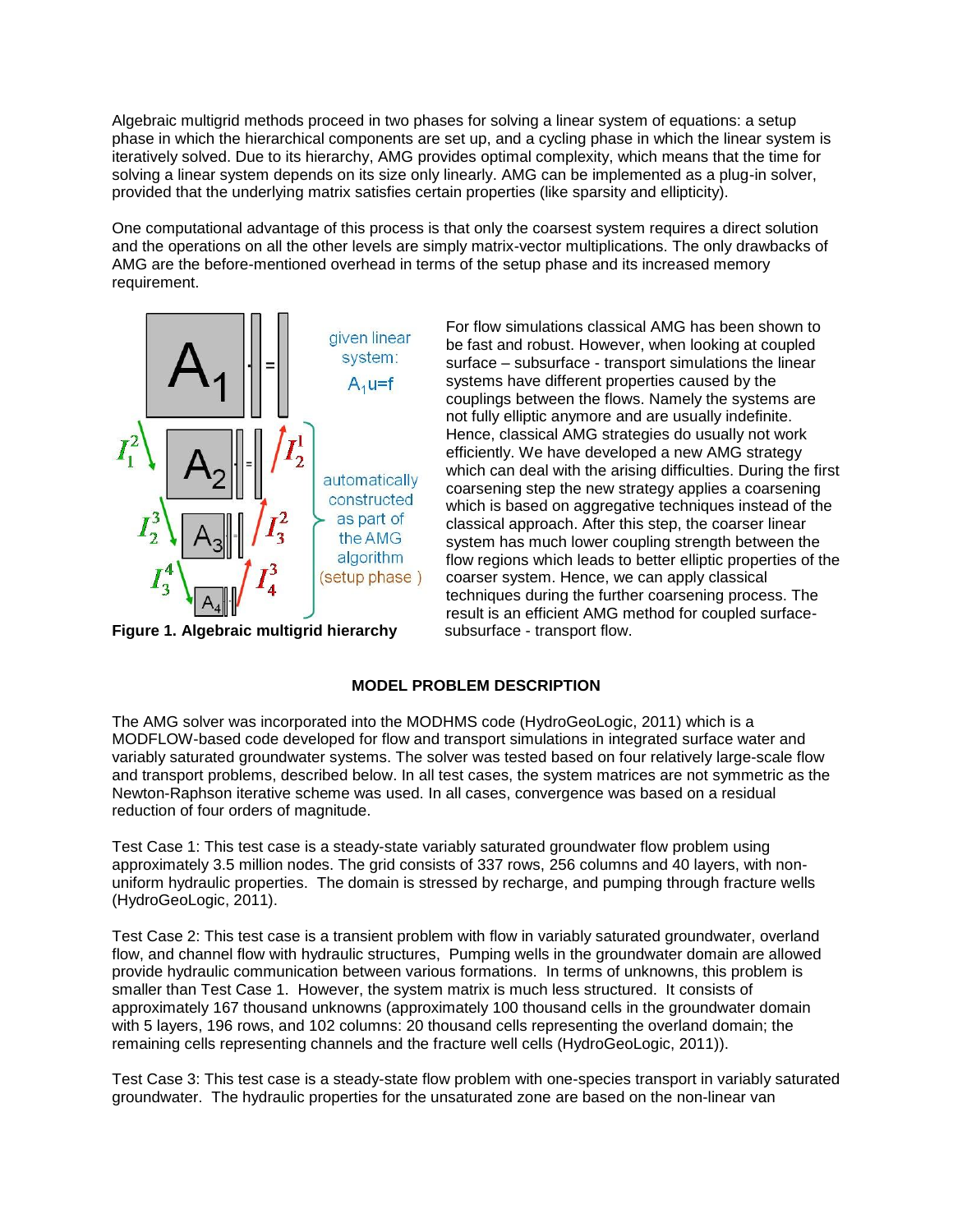Algebraic multigrid methods proceed in two phases for solving a linear system of equations: a setup phase in which the hierarchical components are set up, and a cycling phase in which the linear system is iteratively solved. Due to its hierarchy, AMG provides optimal complexity, which means that the time for solving a linear system depends on its size only linearly. AMG can be implemented as a plug-in solver, provided that the underlying matrix satisfies certain properties (like sparsity and ellipticity).

One computational advantage of this process is that only the coarsest system requires a direct solution and the operations on all the other levels are simply matrix-vector multiplications. The only drawbacks of AMG are the before-mentioned overhead in terms of the setup phase and its increased memory requirement.

$A_1$ · = given linear system: $A_1u=f$

$I_1^2$ $A_2$ $I_2^1$

$I_2^3$ $A_3$ $I_3^2$

$I_3^4$ $A_4$ $I_4^3$

automatically constructed as part of the AMG algorithm (setup phase)

**Figure 1. Algebraic multigrid hierarchy**

For flow simulations classical AMG has been shown to be fast and robust. However, when looking at coupled surface – subsurface - transport simulations the linear systems have different properties caused by the couplings between the flows. Namely the systems are not fully elliptic anymore and are usually indefinite. Hence, classical AMG strategies do usually not work efficiently. We have developed a new AMG strategy which can deal with the arising difficulties. During the first coarsening step the new strategy applies a coarsening which is based on aggregative techniques instead of the classical approach. After this step, the coarser linear system has much lower coupling strength between the flow regions which leads to better elliptic properties of the coarser system. Hence, we can apply classical techniques during the further coarsening process. The result is an efficient AMG method for coupled surface-subsurface - transport flow.

## MODEL PROBLEM DESCRIPTION

The AMG solver was incorporated into the MODHMS code (HydroGeoLogic, 2011) which is a MODFLOW-based code developed for flow and transport simulations in integrated surface water and variably saturated groundwater systems. The solver was tested based on four relatively large-scale flow and transport problems, described below. In all test cases, the system matrices are not symmetric as the Newton-Raphson iterative scheme was used. In all cases, convergence was based on a residual reduction of four orders of magnitude.

Test Case 1: This test case is a steady-state variably saturated groundwater flow problem using approximately 3.5 million nodes. The grid consists of 337 rows, 256 columns and 40 layers, with non-uniform hydraulic properties. The domain is stressed by recharge, and pumping through fracture wells (HydroGeoLogic, 2011).

Test Case 2: This test case is a transient problem with flow in variably saturated groundwater, overland flow, and channel flow with hydraulic structures, Pumping wells in the groundwater domain are allowed provide hydraulic communication between various formations. In terms of unknowns, this problem is smaller than Test Case 1. However, the system matrix is much less structured. It consists of approximately 167 thousand unknowns (approximately 100 thousand cells in the groundwater domain with 5 layers, 196 rows, and 102 columns: 20 thousand cells representing the overland domain; the remaining cells representing channels and the fracture well cells (HydroGeoLogic, 2011)).

Test Case 3: This test case is a steady-state flow problem with one-species transport in variably saturated groundwater. The hydraulic properties for the unsaturated zone are based on the non-linear van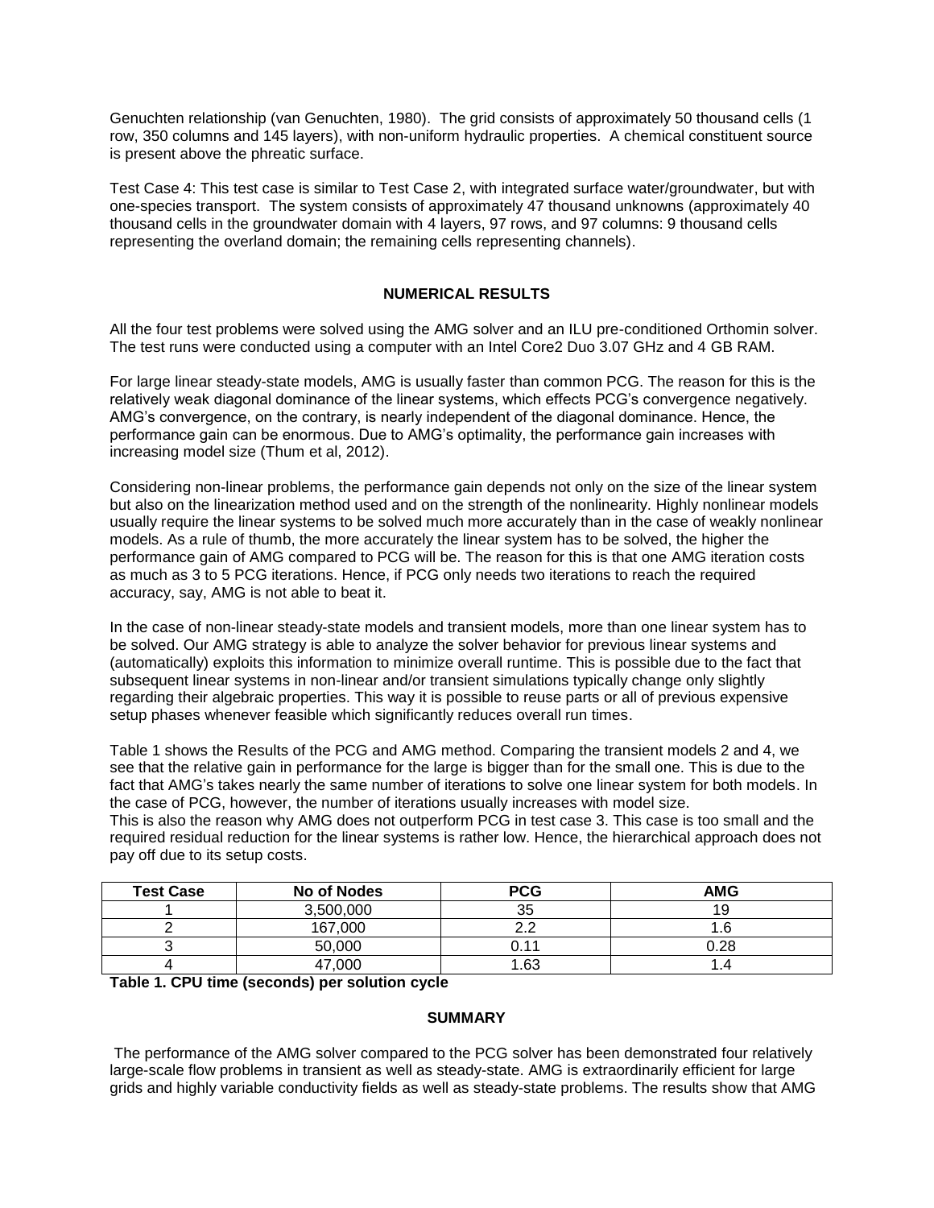Genuchten relationship (van Genuchten, 1980). The grid consists of approximately 50 thousand cells (1 row, 350 columns and 145 layers), with non-uniform hydraulic properties. A chemical constituent source is present above the phreatic surface.

Test Case 4: This test case is similar to Test Case 2, with integrated surface water/groundwater, but with one-species transport. The system consists of approximately 47 thousand unknowns (approximately 40 thousand cells in the groundwater domain with 4 layers, 97 rows, and 97 columns: 9 thousand cells representing the overland domain; the remaining cells representing channels).

## NUMERICAL RESULTS

All the four test problems were solved using the AMG solver and an ILU pre-conditioned Orthomin solver. The test runs were conducted using a computer with an Intel Core2 Duo 3.07 GHz and 4 GB RAM.

For large linear steady-state models, AMG is usually faster than common PCG. The reason for this is the relatively weak diagonal dominance of the linear systems, which effects PCG's convergence negatively. AMG's convergence, on the contrary, is nearly independent of the diagonal dominance. Hence, the performance gain can be enormous. Due to AMG's optimality, the performance gain increases with increasing model size (Thum et al, 2012).

Considering non-linear problems, the performance gain depends not only on the size of the linear system but also on the linearization method used and on the strength of the nonlinearity. Highly nonlinear models usually require the linear systems to be solved much more accurately than in the case of weakly nonlinear models. As a rule of thumb, the more accurately the linear system has to be solved, the higher the performance gain of AMG compared to PCG will be. The reason for this is that one AMG iteration costs as much as 3 to 5 PCG iterations. Hence, if PCG only needs two iterations to reach the required accuracy, say, AMG is not able to beat it.

In the case of non-linear steady-state models and transient models, more than one linear system has to be solved. Our AMG strategy is able to analyze the solver behavior for previous linear systems and (automatically) exploits this information to minimize overall runtime. This is possible due to the fact that subsequent linear systems in non-linear and/or transient simulations typically change only slightly regarding their algebraic properties. This way it is possible to reuse parts or all of previous expensive setup phases whenever feasible which significantly reduces overall run times.

Table 1 shows the Results of the PCG and AMG method. Comparing the transient models 2 and 4, we see that the relative gain in performance for the large is bigger than for the small one. This is due to the fact that AMG's takes nearly the same number of iterations to solve one linear system for both models. In the case of PCG, however, the number of iterations usually increases with model size.
This is also the reason why AMG does not outperform PCG in test case 3. This case is too small and the required residual reduction for the linear systems is rather low. Hence, the hierarchical approach does not pay off due to its setup costs.

| Test Case | No of Nodes | PCG | AMG |
|---|---|---|---|
| 1 | 3,500,000 | 35 | 19 |
| 2 | 167,000 | 2.2 | 1.6 |
| 3 | 50,000 | 0.11 | 0.28 |
| 4 | 47,000 | 1.63 | 1.4 |

**Table 1. CPU time (seconds) per solution cycle**

## SUMMARY

The performance of the AMG solver compared to the PCG solver has been demonstrated four relatively large-scale flow problems in transient as well as steady-state. AMG is extraordinarily efficient for large grids and highly variable conductivity fields as well as steady-state problems. The results show that AMG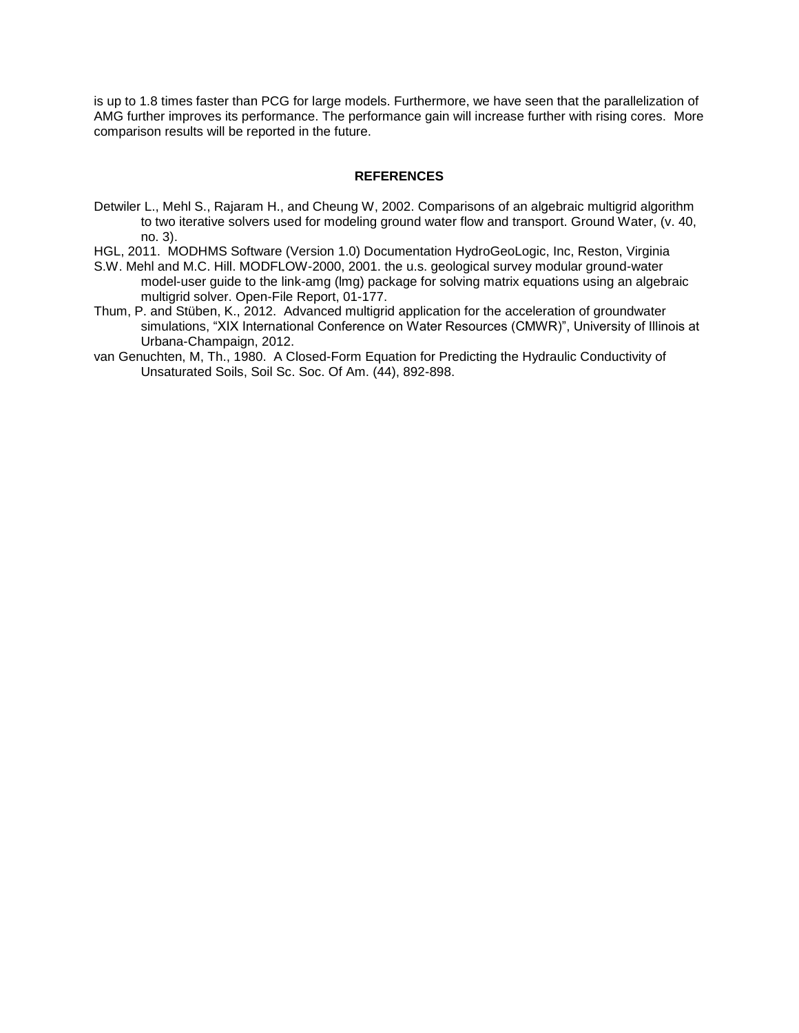is up to 1.8 times faster than PCG for large models. Furthermore, we have seen that the parallelization of AMG further improves its performance. The performance gain will increase further with rising cores. More comparison results will be reported in the future.

## REFERENCES

Detwiler L., Mehl S., Rajaram H., and Cheung W, 2002. Comparisons of an algebraic multigrid algorithm to two iterative solvers used for modeling ground water flow and transport. Ground Water, (v. 40, no. 3).

HGL, 2011. MODHMS Software (Version 1.0) Documentation HydroGeoLogic, Inc, Reston, Virginia

S.W. Mehl and M.C. Hill. MODFLOW-2000, 2001. the u.s. geological survey modular ground-water model-user guide to the link-amg (lmg) package for solving matrix equations using an algebraic multigrid solver. Open-File Report, 01-177.

Thum, P. and Stüben, K., 2012. Advanced multigrid application for the acceleration of groundwater simulations, "XIX International Conference on Water Resources (CMWR)", University of Illinois at Urbana-Champaign, 2012.

van Genuchten, M, Th., 1980. A Closed-Form Equation for Predicting the Hydraulic Conductivity of Unsaturated Soils, Soil Sc. Soc. Of Am. (44), 892-898.